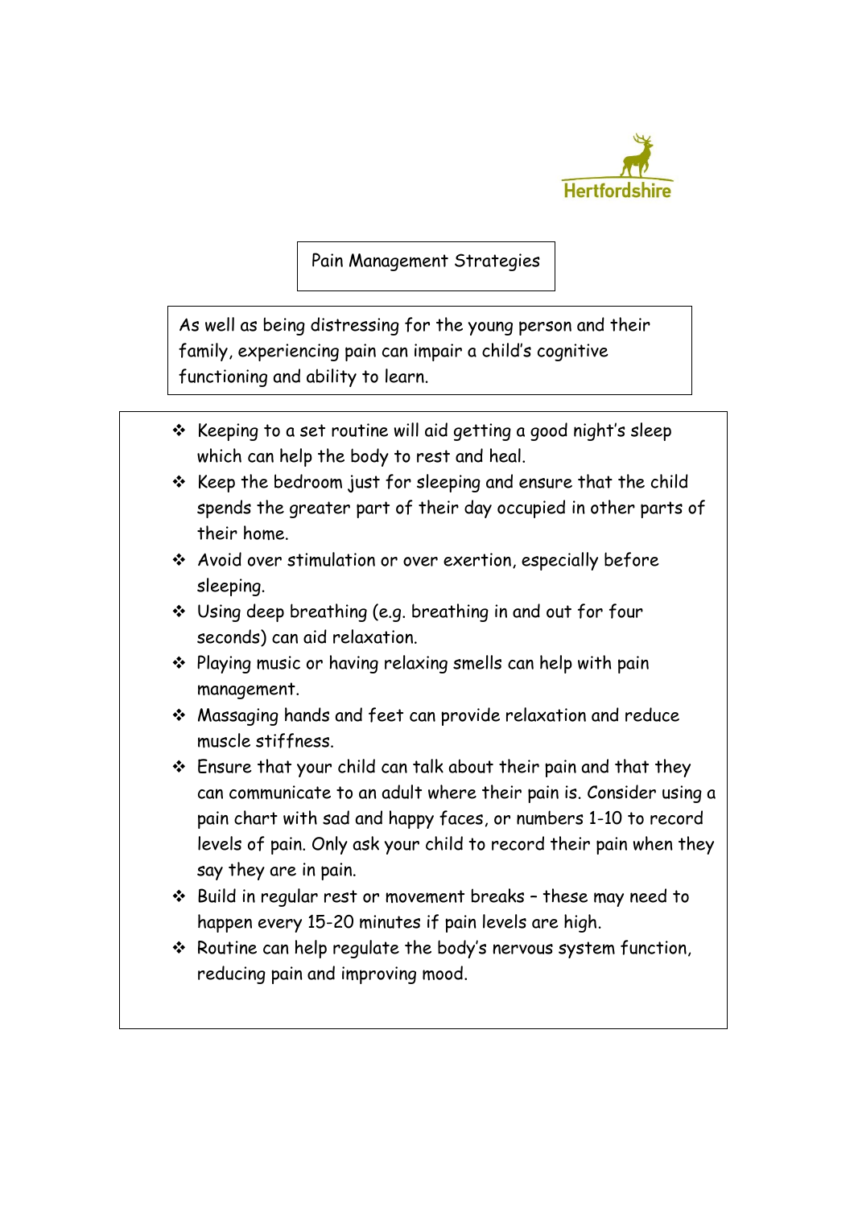Hertfordshire

# Pain Management Strategies

As well as being distressing for the young person and their family, experiencing pain can impair a child's cognitive functioning and ability to learn.

- Keeping to a set routine will aid getting a good night's sleep which can help the body to rest and heal.
- Keep the bedroom just for sleeping and ensure that the child spends the greater part of their day occupied in other parts of their home.
- Avoid over stimulation or over exertion, especially before sleeping.
- Using deep breathing (e.g. breathing in and out for four seconds) can aid relaxation.
- Playing music or having relaxing smells can help with pain management.
- Massaging hands and feet can provide relaxation and reduce muscle stiffness.
- Ensure that your child can talk about their pain and that they can communicate to an adult where their pain is. Consider using a pain chart with sad and happy faces, or numbers 1-10 to record levels of pain. Only ask your child to record their pain when they say they are in pain.
- Build in regular rest or movement breaks – these may need to happen every 15-20 minutes if pain levels are high.
- Routine can help regulate the body's nervous system function, reducing pain and improving mood.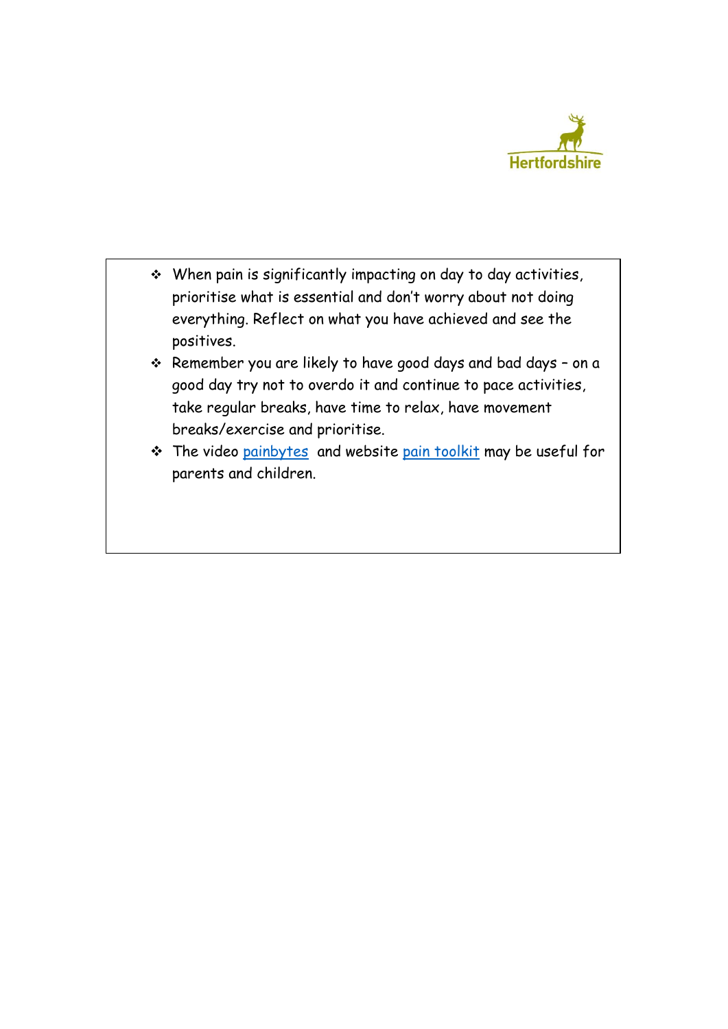- When pain is significantly impacting on day to day activities, prioritise what is essential and don't worry about not doing everything. Reflect on what you have achieved and see the positives.
- Remember you are likely to have good days and bad days – on a good day try not to overdo it and continue to pace activities, take regular breaks, have time to relax, have movement breaks/exercise and prioritise.
- The video painbytes and website pain toolkit may be useful for parents and children.